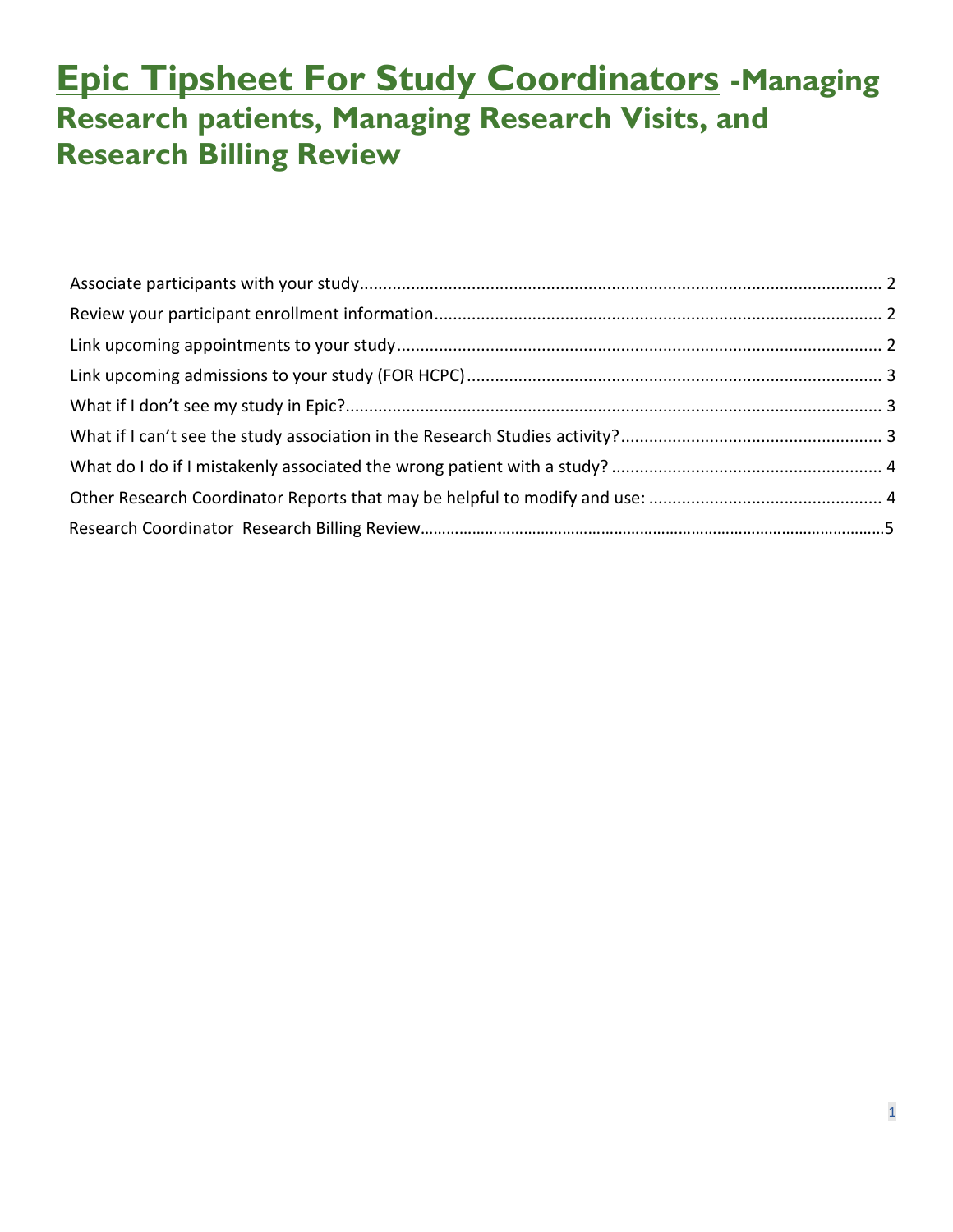# Epic Tipsheet For Study Coordinators -Managing Research patients, Managing Research Visits, and Research Billing Review

Associate participants with your study ............................................................................................................ 2

Review your participant enrollment information ............................................................................................ 2

Link upcoming appointments to your study .................................................................................................... 2

Link upcoming admissions to your study (FOR HCPC) ....................................................................................... 3

What if I don't see my study in Epic? ............................................................................................................... 3

What if I can't see the study association in the Research Studies activity? ....................................................... 3

What do I do if I mistakenly associated the wrong patient with a study? ......................................................... 4

Other Research Coordinator Reports that may be helpful to modify and use: ................................................. 4

Research Coordinator Research Billing Review ................................................................................................ 5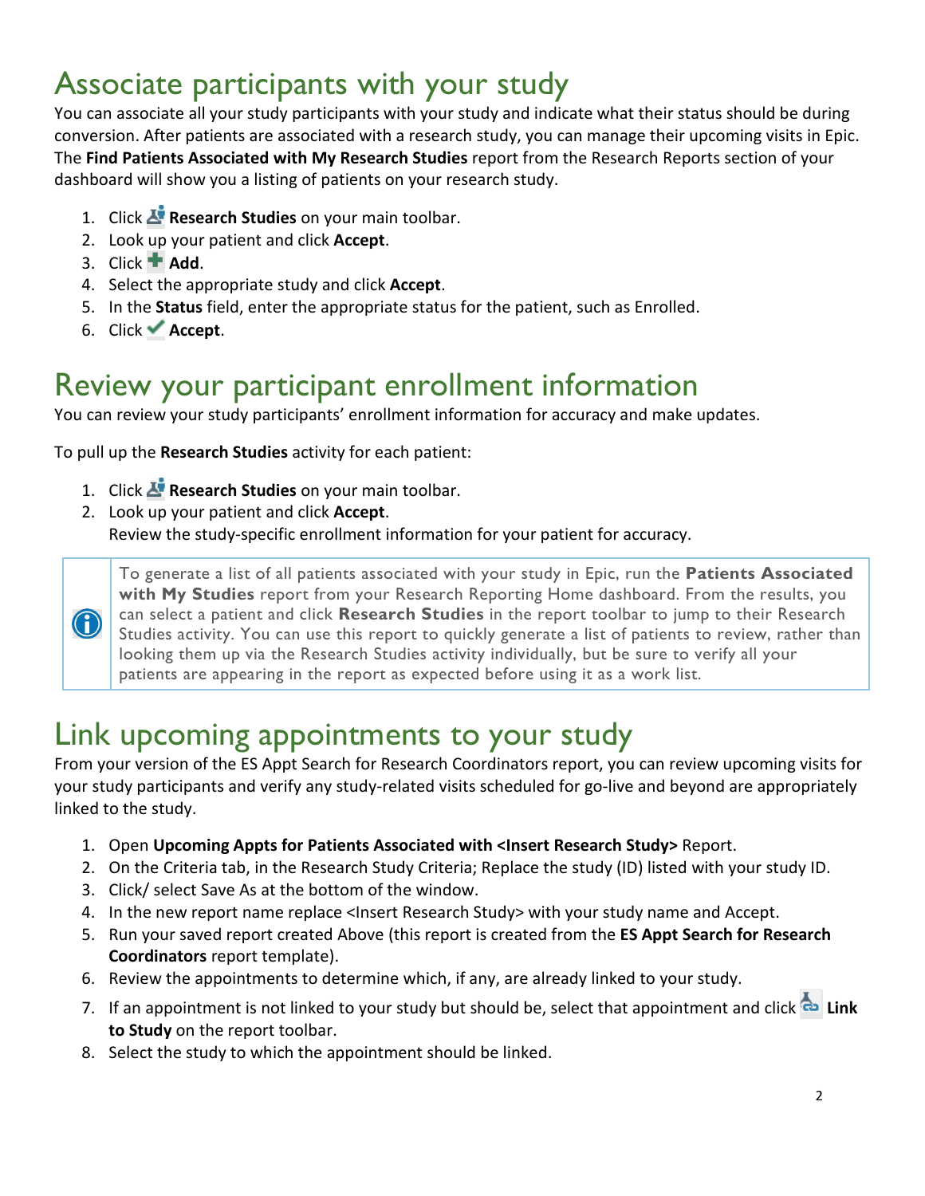# Associate participants with your study

You can associate all your study participants with your study and indicate what their status should be during conversion. After patients are associated with a research study, you can manage their upcoming visits in Epic. The **Find Patients Associated with My Research Studies** report from the Research Reports section of your dashboard will show you a listing of patients on your research study.

1. Click **Research Studies** on your main toolbar.
2. Look up your patient and click **Accept**.
3. Click **Add**.
4. Select the appropriate study and click **Accept**.
5. In the **Status** field, enter the appropriate status for the patient, such as Enrolled.
6. Click **Accept**.

# Review your participant enrollment information

You can review your study participants' enrollment information for accuracy and make updates.

To pull up the **Research Studies** activity for each patient:

1. Click **Research Studies** on your main toolbar.
2. Look up your patient and click **Accept**.
   Review the study-specific enrollment information for your patient for accuracy.

> To generate a list of all patients associated with your study in Epic, run the **Patients Associated with My Studies** report from your Research Reporting Home dashboard. From the results, you can select a patient and click **Research Studies** in the report toolbar to jump to their Research Studies activity. You can use this report to quickly generate a list of patients to review, rather than looking them up via the Research Studies activity individually, but be sure to verify all your patients are appearing in the report as expected before using it as a work list.

# Link upcoming appointments to your study

From your version of the ES Appt Search for Research Coordinators report, you can review upcoming visits for your study participants and verify any study-related visits scheduled for go-live and beyond are appropriately linked to the study.

1. Open **Upcoming Appts for Patients Associated with <Insert Research Study>** Report.
2. On the Criteria tab, in the Research Study Criteria; Replace the study (ID) listed with your study ID.
3. Click/ select Save As at the bottom of the window.
4. In the new report name replace <Insert Research Study> with your study name and Accept.
5. Run your saved report created Above (this report is created from the **ES Appt Search for Research Coordinators** report template).
6. Review the appointments to determine which, if any, are already linked to your study.
7. If an appointment is not linked to your study but should be, select that appointment and click **Link to Study** on the report toolbar.
8. Select the study to which the appointment should be linked.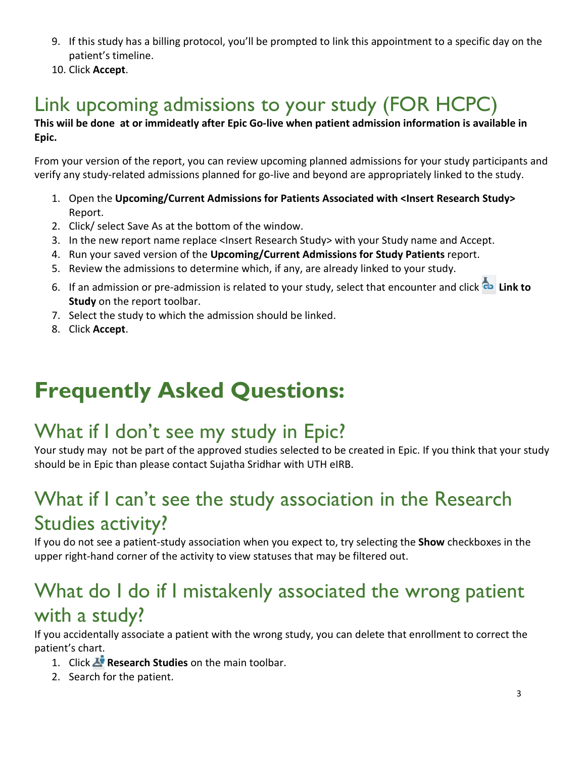9. If this study has a billing protocol, you'll be prompted to link this appointment to a specific day on the patient's timeline.
10. Click **Accept**.

## Link upcoming admissions to your study (FOR HCPC)

**This wiil be done  at or immideatly after Epic Go-live when patient admission information is available in Epic.**

From your version of the report, you can review upcoming planned admissions for your study participants and verify any study-related admissions planned for go-live and beyond are appropriately linked to the study.

1. Open the **Upcoming/Current Admissions for Patients Associated with <Insert Research Study>** Report.
2. Click/ select Save As at the bottom of the window.
3. In the new report name replace <Insert Research Study> with your Study name and Accept.
4. Run your saved version of the **Upcoming/Current Admissions for Study Patients** report.
5. Review the admissions to determine which, if any, are already linked to your study.
6. If an admission or pre-admission is related to your study, select that encounter and click **Link to Study** on the report toolbar.
7. Select the study to which the admission should be linked.
8. Click **Accept**.

# Frequently Asked Questions:

## What if I don't see my study in Epic?

Your study may  not be part of the approved studies selected to be created in Epic. If you think that your study should be in Epic than please contact Sujatha Sridhar with UTH eIRB.

## What if I can't see the study association in the Research Studies activity?

If you do not see a patient-study association when you expect to, try selecting the **Show** checkboxes in the upper right-hand corner of the activity to view statuses that may be filtered out.

## What do I do if I mistakenly associated the wrong patient with a study?

If you accidentally associate a patient with the wrong study, you can delete that enrollment to correct the patient's chart.

1. Click **Research Studies** on the main toolbar.
2. Search for the patient.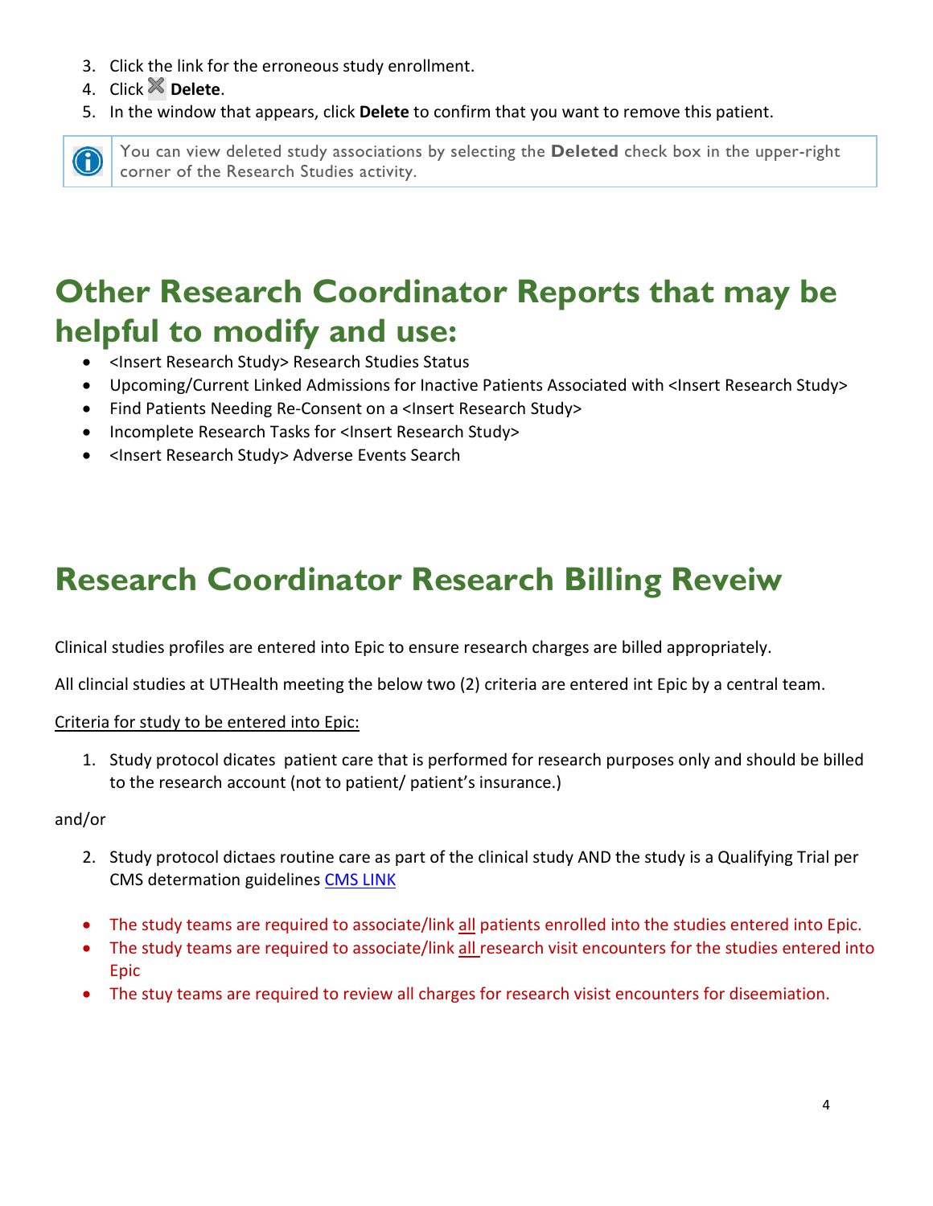3. Click the link for the erroneous study enrollment.
4. Click **Delete**.
5. In the window that appears, click **Delete** to confirm that you want to remove this patient.

> You can view deleted study associations by selecting the **Deleted** check box in the upper-right corner of the Research Studies activity.

# Other Research Coordinator Reports that may be helpful to modify and use:

- <Insert Research Study> Research Studies Status
- Upcoming/Current Linked Admissions for Inactive Patients Associated with <Insert Research Study>
- Find Patients Needing Re-Consent on a <Insert Research Study>
- Incomplete Research Tasks for <Insert Research Study>
- <Insert Research Study> Adverse Events Search

# Research Coordinator Research Billing Reveiw

Clinical studies profiles are entered into Epic to ensure research charges are billed appropriately.

All clincial studies at UTHealth meeting the below two (2) criteria are entered int Epic by a central team.

Criteria for study to be entered into Epic:

1. Study protocol dicates patient care that is performed for research purposes only and should be billed to the research account (not to patient/ patient's insurance.)

and/or

2. Study protocol dictaes routine care as part of the clinical study AND the study is a Qualifying Trial per CMS determation guidelines [CMS LINK]()

- The study teams are required to associate/link all patients enrolled into the studies entered into Epic.
- The study teams are required to associate/link all research visit encounters for the studies entered into Epic
- The stuy teams are required to review all charges for research visist encounters for diseemiation.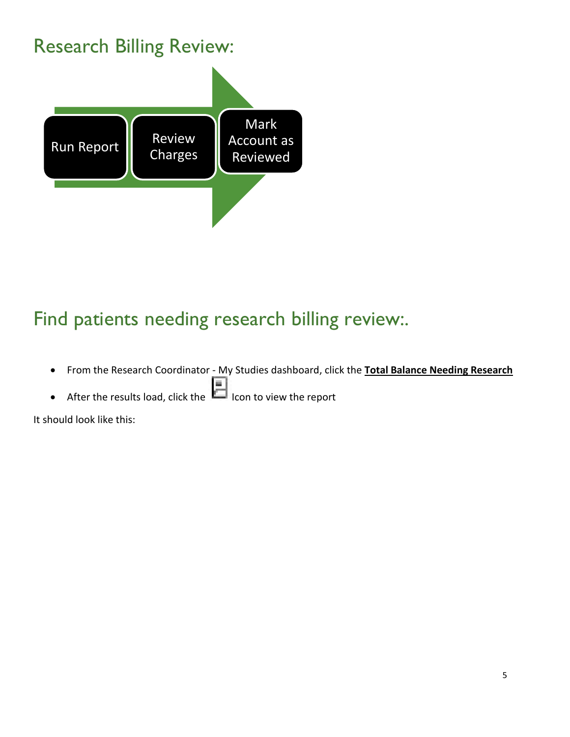# Research Billing Review:

Run Report → Review Charges → Mark Account as Reviewed

# Find patients needing research billing review:.

- From the Research Coordinator - My Studies dashboard, click the **Total Balance Needing Research**
- After the results load, click the Icon to view the report

It should look like this: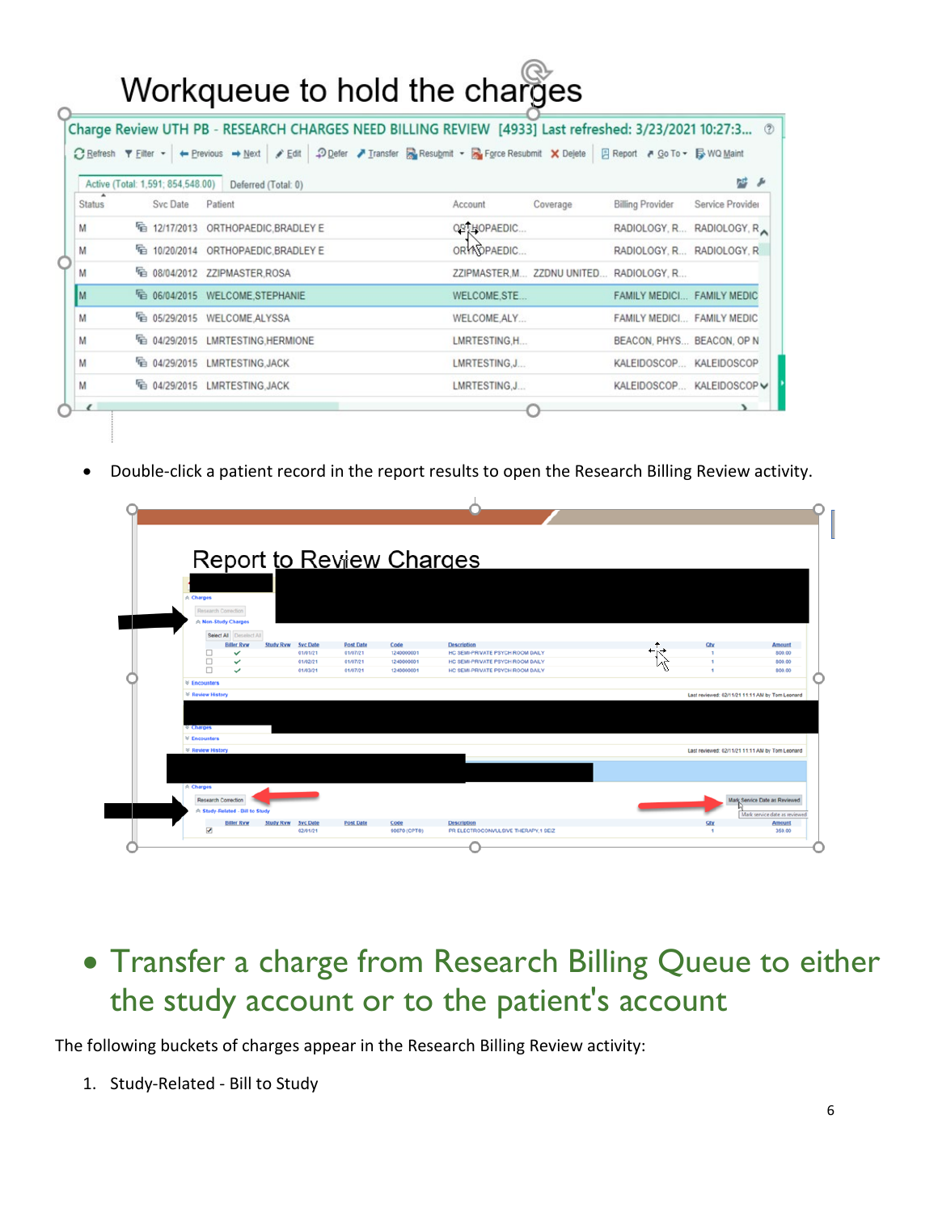# Workqueue to hold the charges

- Double-click a patient record in the report results to open the Research Billing Review activity.

## Report to Review Charges

- Transfer a charge from Research Billing Queue to either the study account or to the patient's account

The following buckets of charges appear in the Research Billing Review activity:

1. Study-Related - Bill to Study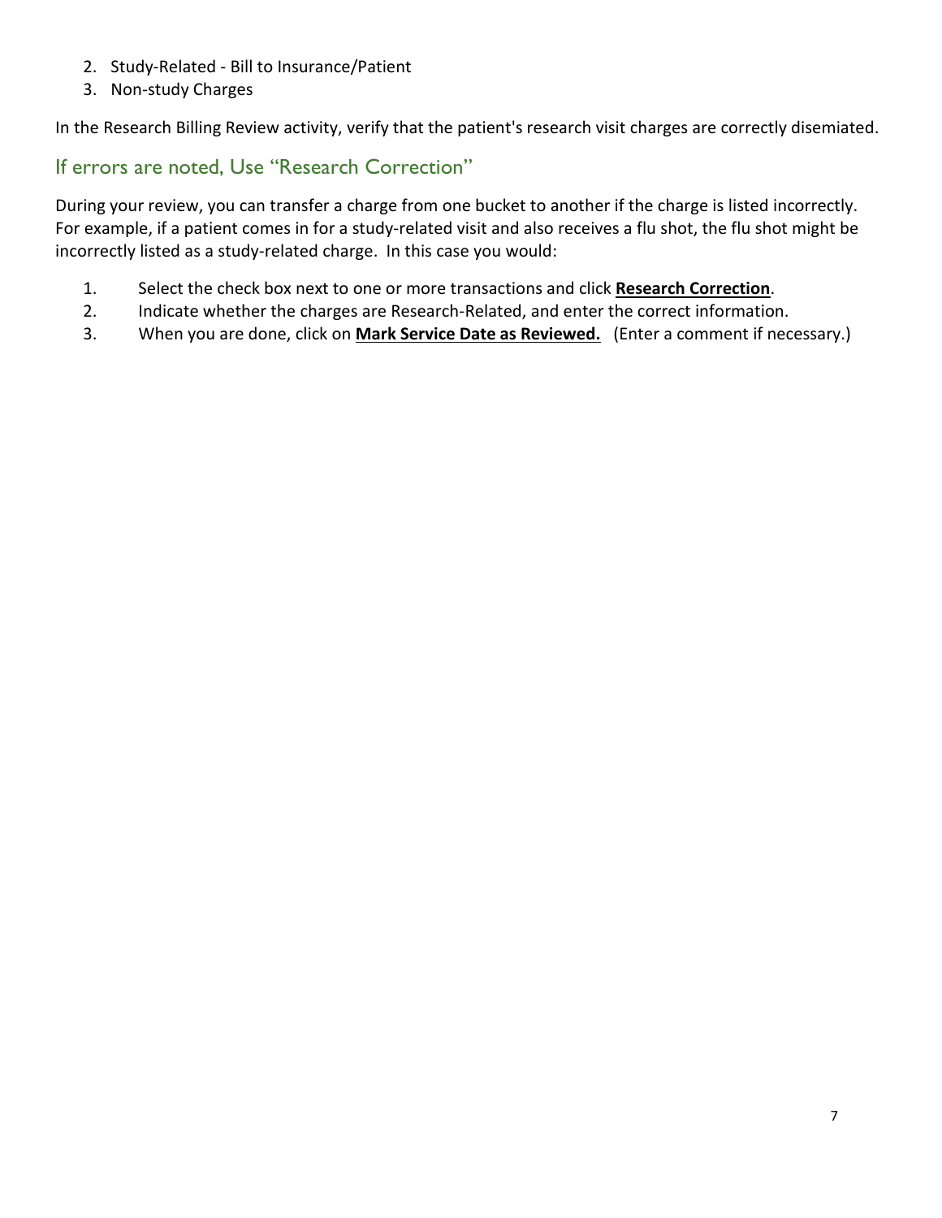2. Study-Related - Bill to Insurance/Patient
3. Non-study Charges

In the Research Billing Review activity, verify that the patient's research visit charges are correctly disemiated.

## If errors are noted, Use "Research Correction"

During your review, you can transfer a charge from one bucket to another if the charge is listed incorrectly. For example, if a patient comes in for a study-related visit and also receives a flu shot, the flu shot might be incorrectly listed as a study-related charge. In this case you would:

1. Select the check box next to one or more transactions and click **Research Correction**.
2. Indicate whether the charges are Research-Related, and enter the correct information.
3. When you are done, click on **Mark Service Date as Reviewed.** (Enter a comment if necessary.)